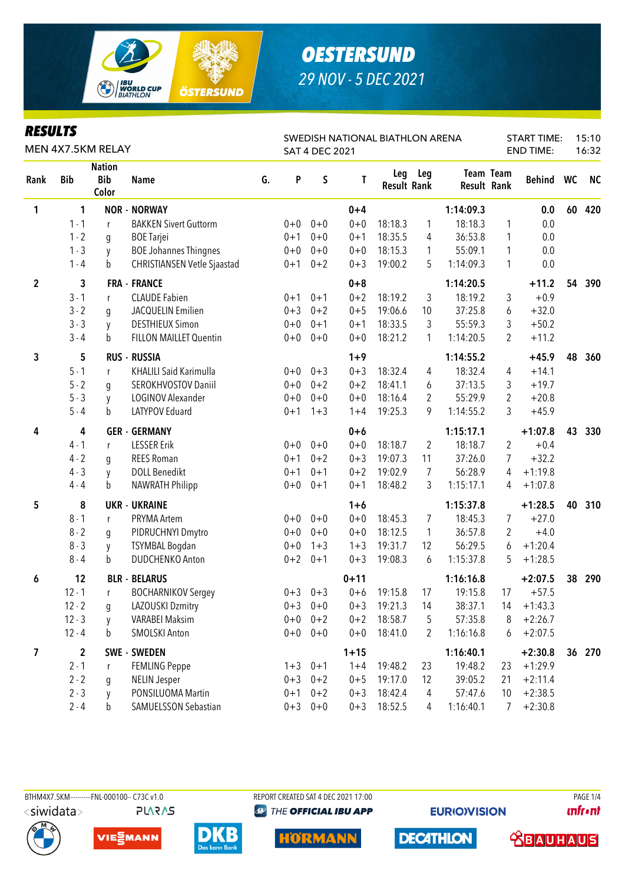# OESTERSUND

29 NOV - 5 DEC 2021

## RESULTS

MEN 4X7.5KM RELAY

SWEDISH NATIONAL BIATHLON ARENA
SAT 4 DEC 2021

START TIME: 15:10
END TIME: 16:32

| Rank | Bib | Nation Bib Color | Name | G. | P | S | T | Leg Result | Leg Rank | Team Result | Team Rank | Behind | WC | NC |
|---|---|---|---|---|---|---|---|---|---|---|---|---|---|---|
| 1 | 1 | | NOR - NORWAY | | | | 0+4 | | | 1:14:09.3 | | 0.0 | 60 | 420 |
| | 1 - 1 | r | BAKKEN Sivert Guttorm | | 0+0 | 0+0 | 0+0 | 18:18.3 | 1 | 18:18.3 | 1 | 0.0 | | |
| | 1 - 2 | g | BOE Tarjei | | 0+1 | 0+0 | 0+1 | 18:35.5 | 4 | 36:53.8 | 1 | 0.0 | | |
| | 1 - 3 | y | BOE Johannes Thingnes | | 0+0 | 0+0 | 0+0 | 18:15.3 | 1 | 55:09.1 | 1 | 0.0 | | |
| | 1 - 4 | b | CHRISTIANSEN Vetle Sjaastad | | 0+1 | 0+2 | 0+3 | 19:00.2 | 5 | 1:14:09.3 | 1 | 0.0 | | |
| 2 | 3 | | FRA - FRANCE | | | | 0+8 | | | 1:14:20.5 | | +11.2 | 54 | 390 |
| | 3 - 1 | r | CLAUDE Fabien | | 0+1 | 0+1 | 0+2 | 18:19.2 | 3 | 18:19.2 | 3 | +0.9 | | |
| | 3 - 2 | g | JACQUELIN Emilien | | 0+3 | 0+2 | 0+5 | 19:06.6 | 10 | 37:25.8 | 6 | +32.0 | | |
| | 3 - 3 | y | DESTHIEUX Simon | | 0+0 | 0+1 | 0+1 | 18:33.5 | 3 | 55:59.3 | 3 | +50.2 | | |
| | 3 - 4 | b | FILLON MAILLET Quentin | | 0+0 | 0+0 | 0+0 | 18:21.2 | 1 | 1:14:20.5 | 2 | +11.2 | | |
| 3 | 5 | | RUS - RUSSIA | | | | 1+9 | | | 1:14:55.2 | | +45.9 | 48 | 360 |
| | 5 - 1 | r | KHALILI Said Karimulla | | 0+0 | 0+3 | 0+3 | 18:32.4 | 4 | 18:32.4 | 4 | +14.1 | | |
| | 5 - 2 | g | SEROKHVOSTOV Daniil | | 0+0 | 0+2 | 0+2 | 18:41.1 | 6 | 37:13.5 | 3 | +19.7 | | |
| | 5 - 3 | y | LOGINOV Alexander | | 0+0 | 0+0 | 0+0 | 18:16.4 | 2 | 55:29.9 | 2 | +20.8 | | |
| | 5 - 4 | b | LATYPOV Eduard | | 0+1 | 1+3 | 1+4 | 19:25.3 | 9 | 1:14:55.2 | 3 | +45.9 | | |
| 4 | 4 | | GER - GERMANY | | | | 0+6 | | | 1:15:17.1 | | +1:07.8 | 43 | 330 |
| | 4 - 1 | r | LESSER Erik | | 0+0 | 0+0 | 0+0 | 18:18.7 | 2 | 18:18.7 | 2 | +0.4 | | |
| | 4 - 2 | g | REES Roman | | 0+1 | 0+2 | 0+3 | 19:07.3 | 11 | 37:26.0 | 7 | +32.2 | | |
| | 4 - 3 | y | DOLL Benedikt | | 0+1 | 0+1 | 0+2 | 19:02.9 | 7 | 56:28.9 | 4 | +1:19.8 | | |
| | 4 - 4 | b | NAWRATH Philipp | | 0+0 | 0+1 | 0+1 | 18:48.2 | 3 | 1:15:17.1 | 4 | +1:07.8 | | |
| 5 | 8 | | UKR - UKRAINE | | | | 1+6 | | | 1:15:37.8 | | +1:28.5 | 40 | 310 |
| | 8 - 1 | r | PRYMA Artem | | 0+0 | 0+0 | 0+0 | 18:45.3 | 7 | 18:45.3 | 7 | +27.0 | | |
| | 8 - 2 | g | PIDRUCHNYI Dmytro | | 0+0 | 0+0 | 0+0 | 18:12.5 | 1 | 36:57.8 | 2 | +4.0 | | |
| | 8 - 3 | y | TSYMBAL Bogdan | | 0+0 | 1+3 | 1+3 | 19:31.7 | 12 | 56:29.5 | 6 | +1:20.4 | | |
| | 8 - 4 | b | DUDCHENKO Anton | | 0+2 | 0+1 | 0+3 | 19:08.3 | 6 | 1:15:37.8 | 5 | +1:28.5 | | |
| 6 | 12 | | BLR - BELARUS | | | | 0+11 | | | 1:16:16.8 | | +2:07.5 | 38 | 290 |
| | 12 - 1 | r | BOCHARNIKOV Sergey | | 0+3 | 0+3 | 0+6 | 19:15.8 | 17 | 19:15.8 | 17 | +57.5 | | |
| | 12 - 2 | g | LAZOUSKI Dzmitry | | 0+3 | 0+0 | 0+3 | 19:21.3 | 14 | 38:37.1 | 14 | +1:43.3 | | |
| | 12 - 3 | y | VARABEI Maksim | | 0+0 | 0+2 | 0+2 | 18:58.7 | 5 | 57:35.8 | 8 | +2:26.7 | | |
| | 12 - 4 | b | SMOLSKI Anton | | 0+0 | 0+0 | 0+0 | 18:41.0 | 2 | 1:16:16.8 | 6 | +2:07.5 | | |
| 7 | 2 | | SWE - SWEDEN | | | | 1+15 | | | 1:16:40.1 | | +2:30.8 | 36 | 270 |
| | 2 - 1 | r | FEMLING Peppe | | 1+3 | 0+1 | 1+4 | 19:48.2 | 23 | 19:48.2 | 23 | +1:29.9 | | |
| | 2 - 2 | g | NELIN Jesper | | 0+3 | 0+2 | 0+5 | 19:17.0 | 12 | 39:05.2 | 21 | +2:11.4 | | |
| | 2 - 3 | y | PONSILUOMA Martin | | 0+1 | 0+2 | 0+3 | 18:42.4 | 4 | 57:47.6 | 10 | +2:38.5 | | |
| | 2 - 4 | b | SAMUELSSON Sebastian | | 0+3 | 0+0 | 0+3 | 18:52.5 | 4 | 1:16:40.1 | 7 | +2:30.8 | | |

BTHM4X7.5KM----------FNL-000100-- C73C v1.0    REPORT CREATED SAT 4 DEC 2021 17:00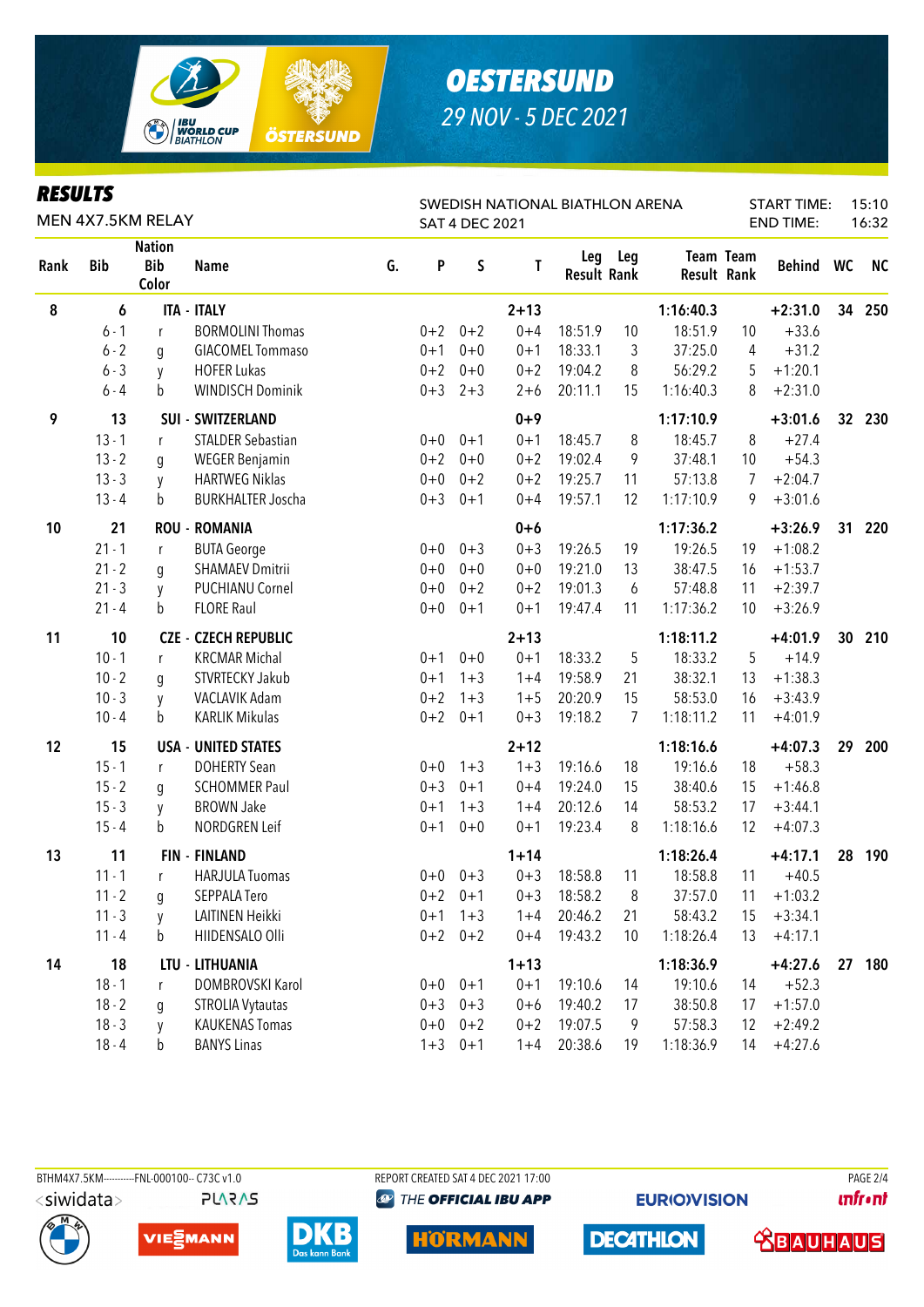# OESTERSUND

29 NOV - 5 DEC 2021

## RESULTS

MEN 4X7.5KM RELAY

SWEDISH NATIONAL BIATHLON ARENA
SAT 4 DEC 2021

START TIME: 15:10
END TIME: 16:32

| Rank | Bib | Nation Bib Color | Name | G. | P | S | T | Leg Result | Leg Rank | Team Result | Team Rank | Behind | WC | NC |
|---|---|---|---|---|---|---|---|---|---|---|---|---|---|---|
| 8 | 6 | ITA - ITALY | | | | | 2+13 | | | 1:16:40.3 | | +2:31.0 | 34 | 250 |
| | 6 - 1 | r | BORMOLINI Thomas | | 0+2 | 0+2 | 0+4 | 18:51.9 | 10 | 18:51.9 | 10 | +33.6 | | |
| | 6 - 2 | g | GIACOMEL Tommaso | | 0+1 | 0+0 | 0+1 | 18:33.1 | 3 | 37:25.0 | 4 | +31.2 | | |
| | 6 - 3 | y | HOFER Lukas | | 0+2 | 0+0 | 0+2 | 19:04.2 | 8 | 56:29.2 | 5 | +1:20.1 | | |
| | 6 - 4 | b | WINDISCH Dominik | | 0+3 | 2+3 | 2+6 | 20:11.1 | 15 | 1:16:40.3 | 8 | +2:31.0 | | |
| 9 | 13 | SUI - SWITZERLAND | | | | | 0+9 | | | 1:17:10.9 | | +3:01.6 | 32 | 230 |
| | 13 - 1 | r | STALDER Sebastian | | 0+0 | 0+1 | 0+1 | 18:45.7 | 8 | 18:45.7 | 8 | +27.4 | | |
| | 13 - 2 | g | WEGER Benjamin | | 0+2 | 0+0 | 0+2 | 19:02.4 | 9 | 37:48.1 | 10 | +54.3 | | |
| | 13 - 3 | y | HARTWEG Niklas | | 0+0 | 0+2 | 0+2 | 19:25.7 | 11 | 57:13.8 | 7 | +2:04.7 | | |
| | 13 - 4 | b | BURKHALTER Joscha | | 0+3 | 0+1 | 0+4 | 19:57.1 | 12 | 1:17:10.9 | 9 | +3:01.6 | | |
| 10 | 21 | ROU - ROMANIA | | | | | 0+6 | | | 1:17:36.2 | | +3:26.9 | 31 | 220 |
| | 21 - 1 | r | BUTA George | | 0+0 | 0+3 | 0+3 | 19:26.5 | 19 | 19:26.5 | 19 | +1:08.2 | | |
| | 21 - 2 | g | SHAMAEV Dmitrii | | 0+0 | 0+0 | 0+0 | 19:21.0 | 13 | 38:47.5 | 16 | +1:53.7 | | |
| | 21 - 3 | y | PUCHIANU Cornel | | 0+0 | 0+2 | 0+2 | 19:01.3 | 6 | 57:48.8 | 11 | +2:39.7 | | |
| | 21 - 4 | b | FLORE Raul | | 0+0 | 0+1 | 0+1 | 19:47.4 | 11 | 1:17:36.2 | 10 | +3:26.9 | | |
| 11 | 10 | CZE - CZECH REPUBLIC | | | | | 2+13 | | | 1:18:11.2 | | +4:01.9 | 30 | 210 |
| | 10 - 1 | r | KRCMAR Michal | | 0+1 | 0+0 | 0+1 | 18:33.2 | 5 | 18:33.2 | 5 | +14.9 | | |
| | 10 - 2 | g | STVRTECKY Jakub | | 0+1 | 1+3 | 1+4 | 19:58.9 | 21 | 38:32.1 | 13 | +1:38.3 | | |
| | 10 - 3 | y | VACLAVIK Adam | | 0+2 | 1+3 | 1+5 | 20:20.9 | 15 | 58:53.0 | 16 | +3:43.9 | | |
| | 10 - 4 | b | KARLIK Mikulas | | 0+2 | 0+1 | 0+3 | 19:18.2 | 7 | 1:18:11.2 | 11 | +4:01.9 | | |
| 12 | 15 | USA - UNITED STATES | | | | | 2+12 | | | 1:18:16.6 | | +4:07.3 | 29 | 200 |
| | 15 - 1 | r | DOHERTY Sean | | 0+0 | 1+3 | 1+3 | 19:16.6 | 18 | 19:16.6 | 18 | +58.3 | | |
| | 15 - 2 | g | SCHOMMER Paul | | 0+3 | 0+1 | 0+4 | 19:24.0 | 15 | 38:40.6 | 15 | +1:46.8 | | |
| | 15 - 3 | y | BROWN Jake | | 0+1 | 1+3 | 1+4 | 20:12.6 | 14 | 58:53.2 | 17 | +3:44.1 | | |
| | 15 - 4 | b | NORDGREN Leif | | 0+1 | 0+0 | 0+1 | 19:23.4 | 8 | 1:18:16.6 | 12 | +4:07.3 | | |
| 13 | 11 | FIN - FINLAND | | | | | 1+14 | | | 1:18:26.4 | | +4:17.1 | 28 | 190 |
| | 11 - 1 | r | HARJULA Tuomas | | 0+0 | 0+3 | 0+3 | 18:58.8 | 11 | 18:58.8 | 11 | +40.5 | | |
| | 11 - 2 | g | SEPPALA Tero | | 0+2 | 0+1 | 0+3 | 18:58.2 | 8 | 37:57.0 | 11 | +1:03.2 | | |
| | 11 - 3 | y | LAITINEN Heikki | | 0+1 | 1+3 | 1+4 | 20:46.2 | 21 | 58:43.2 | 15 | +3:34.1 | | |
| | 11 - 4 | b | HIIDENSALO Olli | | 0+2 | 0+2 | 0+4 | 19:43.2 | 10 | 1:18:26.4 | 13 | +4:17.1 | | |
| 14 | 18 | LTU - LITHUANIA | | | | | 1+13 | | | 1:18:36.9 | | +4:27.6 | 27 | 180 |
| | 18 - 1 | r | DOMBROVSKI Karol | | 0+0 | 0+1 | 0+1 | 19:10.6 | 14 | 19:10.6 | 14 | +52.3 | | |
| | 18 - 2 | g | STROLIA Vytautas | | 0+3 | 0+3 | 0+6 | 19:40.2 | 17 | 38:50.8 | 17 | +1:57.0 | | |
| | 18 - 3 | y | KAUKENAS Tomas | | 0+0 | 0+2 | 0+2 | 19:07.5 | 9 | 57:58.3 | 12 | +2:49.2 | | |
| | 18 - 4 | b | BANYS Linas | | 1+3 | 0+1 | 1+4 | 20:38.6 | 19 | 1:18:36.9 | 14 | +4:27.6 | | |

BTHM4X7.5KM----------FNL-000100-- C73C v1.0
REPORT CREATED SAT 4 DEC 2021 17:00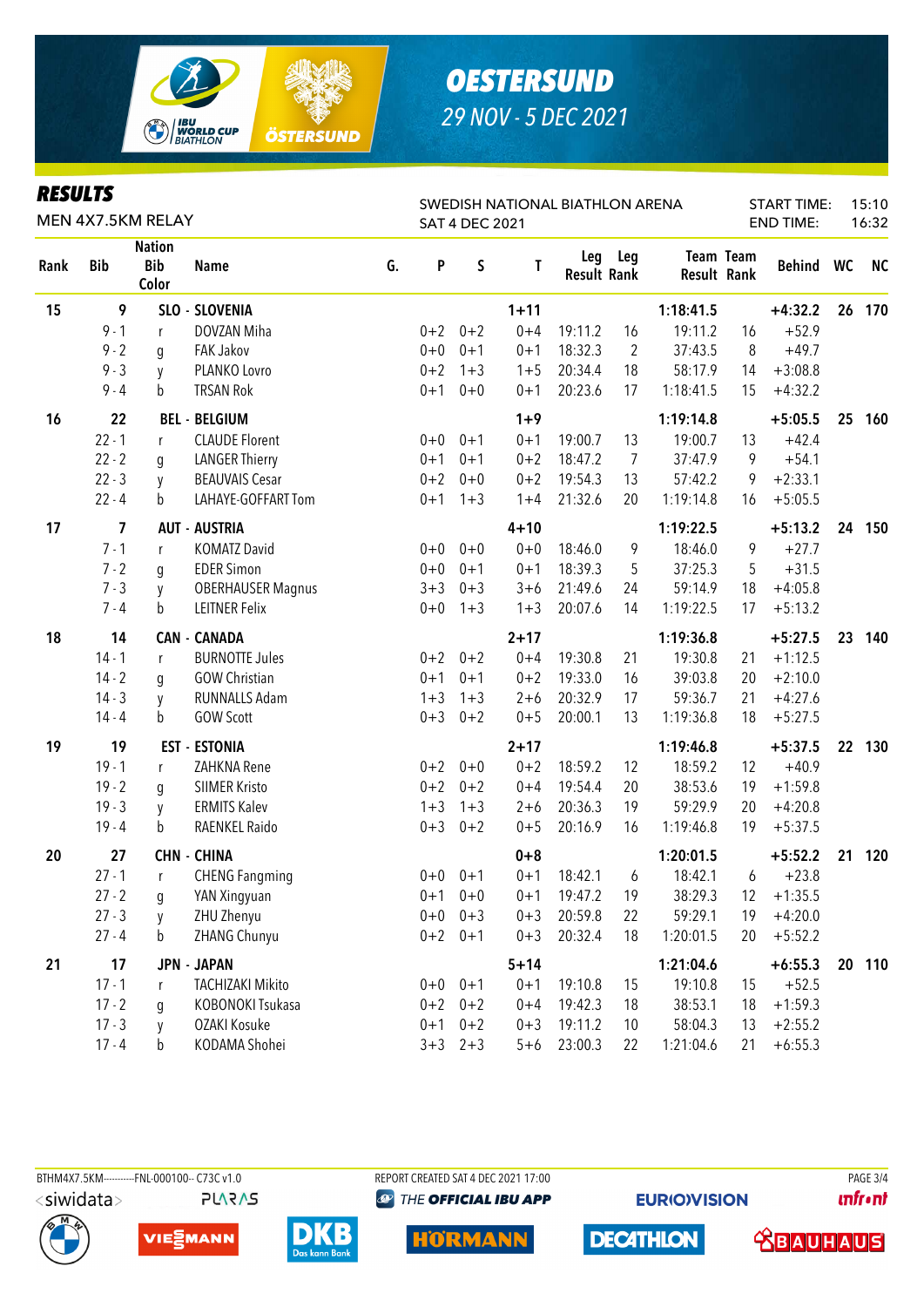# OESTERSUND

29 NOV - 5 DEC 2021

## RESULTS

MEN 4X7.5KM RELAY

SWEDISH NATIONAL BIATHLON ARENA
SAT 4 DEC 2021

START TIME: 15:10
END TIME: 16:32

| Rank | Bib | Nation Bib Color | Name | G. | P | S | T | Leg Result | Leg Rank | Team Result | Team Rank | Behind | WC | NC |
|---|---|---|---|---|---|---|---|---|---|---|---|---|---|---|
| 15 | 9 | SLO - SLOVENIA | | | | | 1+11 | | | 1:18:41.5 | | +4:32.2 | 26 | 170 |
| | 9 - 1 | r | DOVZAN Miha | | 0+2 | 0+2 | 0+4 | 19:11.2 | 16 | 19:11.2 | 16 | +52.9 | | |
| | 9 - 2 | g | FAK Jakov | | 0+0 | 0+1 | 0+1 | 18:32.3 | 2 | 37:43.5 | 8 | +49.7 | | |
| | 9 - 3 | y | PLANKO Lovro | | 0+2 | 1+3 | 1+5 | 20:34.4 | 18 | 58:17.9 | 14 | +3:08.8 | | |
| | 9 - 4 | b | TRSAN Rok | | 0+1 | 0+0 | 0+1 | 20:23.6 | 17 | 1:18:41.5 | 15 | +4:32.2 | | |
| 16 | 22 | BEL - BELGIUM | | | | | 1+9 | | | 1:19:14.8 | | +5:05.5 | 25 | 160 |
| | 22 - 1 | r | CLAUDE Florent | | 0+0 | 0+1 | 0+1 | 19:00.7 | 13 | 19:00.7 | 13 | +42.4 | | |
| | 22 - 2 | g | LANGER Thierry | | 0+1 | 0+1 | 0+2 | 18:47.2 | 7 | 37:47.9 | 9 | +54.1 | | |
| | 22 - 3 | y | BEAUVAIS Cesar | | 0+2 | 0+0 | 0+2 | 19:54.3 | 13 | 57:42.2 | 9 | +2:33.1 | | |
| | 22 - 4 | b | LAHAYE-GOFFART Tom | | 0+1 | 1+3 | 1+4 | 21:32.6 | 20 | 1:19:14.8 | 16 | +5:05.5 | | |
| 17 | 7 | AUT - AUSTRIA | | | | | 4+10 | | | 1:19:22.5 | | +5:13.2 | 24 | 150 |
| | 7 - 1 | r | KOMATZ David | | 0+0 | 0+0 | 0+0 | 18:46.0 | 9 | 18:46.0 | 9 | +27.7 | | |
| | 7 - 2 | g | EDER Simon | | 0+0 | 0+1 | 0+1 | 18:39.3 | 5 | 37:25.3 | 5 | +31.5 | | |
| | 7 - 3 | y | OBERHAUSER Magnus | | 3+3 | 0+3 | 3+6 | 21:49.6 | 24 | 59:14.9 | 18 | +4:05.8 | | |
| | 7 - 4 | b | LEITNER Felix | | 0+0 | 1+3 | 1+3 | 20:07.6 | 14 | 1:19:22.5 | 17 | +5:13.2 | | |
| 18 | 14 | CAN - CANADA | | | | | 2+17 | | | 1:19:36.8 | | +5:27.5 | 23 | 140 |
| | 14 - 1 | r | BURNOTTE Jules | | 0+2 | 0+2 | 0+4 | 19:30.8 | 21 | 19:30.8 | 21 | +1:12.5 | | |
| | 14 - 2 | g | GOW Christian | | 0+1 | 0+1 | 0+2 | 19:33.0 | 16 | 39:03.8 | 20 | +2:10.0 | | |
| | 14 - 3 | y | RUNNALLS Adam | | 1+3 | 1+3 | 2+6 | 20:32.9 | 17 | 59:36.7 | 21 | +4:27.6 | | |
| | 14 - 4 | b | GOW Scott | | 0+3 | 0+2 | 0+5 | 20:00.1 | 13 | 1:19:36.8 | 18 | +5:27.5 | | |
| 19 | 19 | EST - ESTONIA | | | | | 2+17 | | | 1:19:46.8 | | +5:37.5 | 22 | 130 |
| | 19 - 1 | r | ZAHKNA Rene | | 0+2 | 0+0 | 0+2 | 18:59.2 | 12 | 18:59.2 | 12 | +40.9 | | |
| | 19 - 2 | g | SIIMER Kristo | | 0+2 | 0+2 | 0+4 | 19:54.4 | 20 | 38:53.6 | 19 | +1:59.8 | | |
| | 19 - 3 | y | ERMITS Kalev | | 1+3 | 1+3 | 2+6 | 20:36.3 | 19 | 59:29.9 | 20 | +4:20.8 | | |
| | 19 - 4 | b | RAENKEL Raido | | 0+3 | 0+2 | 0+5 | 20:16.9 | 16 | 1:19:46.8 | 19 | +5:37.5 | | |
| 20 | 27 | CHN - CHINA | | | | | 0+8 | | | 1:20:01.5 | | +5:52.2 | 21 | 120 |
| | 27 - 1 | r | CHENG Fangming | | 0+0 | 0+1 | 0+1 | 18:42.1 | 6 | 18:42.1 | 6 | +23.8 | | |
| | 27 - 2 | g | YAN Xingyuan | | 0+1 | 0+0 | 0+1 | 19:47.2 | 19 | 38:29.3 | 12 | +1:35.5 | | |
| | 27 - 3 | y | ZHU Zhenyu | | 0+0 | 0+3 | 0+3 | 20:59.8 | 22 | 59:29.1 | 19 | +4:20.0 | | |
| | 27 - 4 | b | ZHANG Chunyu | | 0+2 | 0+1 | 0+3 | 20:32.4 | 18 | 1:20:01.5 | 20 | +5:52.2 | | |
| 21 | 17 | JPN - JAPAN | | | | | 5+14 | | | 1:21:04.6 | | +6:55.3 | 20 | 110 |
| | 17 - 1 | r | TACHIZAKI Mikito | | 0+0 | 0+1 | 0+1 | 19:10.8 | 15 | 19:10.8 | 15 | +52.5 | | |
| | 17 - 2 | g | KOBONOKI Tsukasa | | 0+2 | 0+2 | 0+4 | 19:42.3 | 18 | 38:53.1 | 18 | +1:59.3 | | |
| | 17 - 3 | y | OZAKI Kosuke | | 0+1 | 0+2 | 0+3 | 19:11.2 | 10 | 58:04.3 | 13 | +2:55.2 | | |
| | 17 - 4 | b | KODAMA Shohei | | 3+3 | 2+3 | 5+6 | 23:00.3 | 22 | 1:21:04.6 | 21 | +6:55.3 | | |

BTHM4X7.5KM-----------FNL-000100-- C73C v1.0 REPORT CREATED SAT 4 DEC 2021 17:00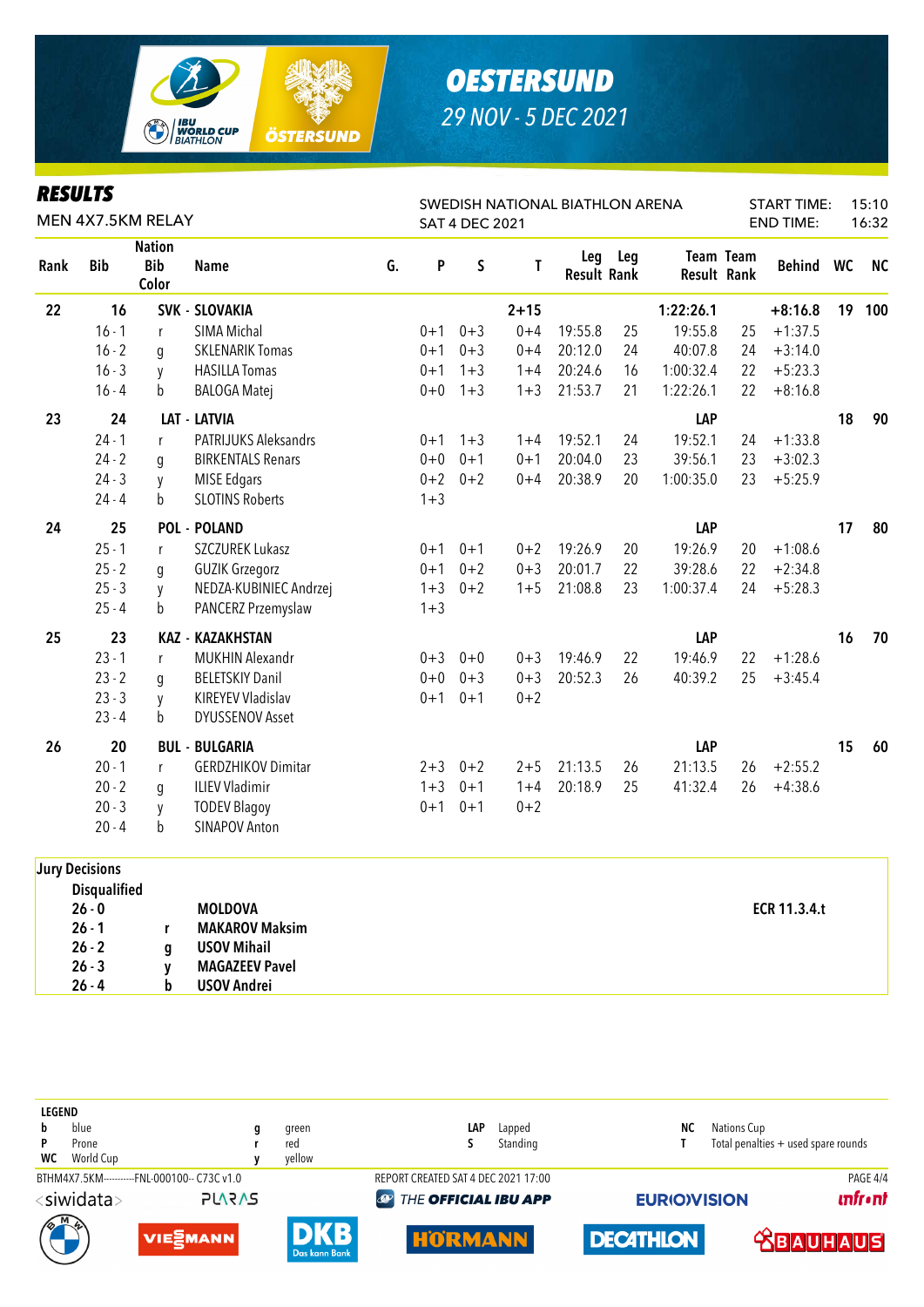# OESTERSUND

*29 NOV - 5 DEC 2021*

## RESULTS

MEN 4X7.5KM RELAY

SWEDISH NATIONAL BIATHLON ARENA
SAT 4 DEC 2021

START TIME: 15:10
END TIME: 16:32

| Rank | Bib | Nation Bib Color | Name | G. | P | S | T | Leg Result | Leg Rank | Team Result | Team Rank | Behind | WC | NC |
|---|---|---|---|---|---|---|---|---|---|---|---|---|---|---|
| 22 | 16 | | SVK - SLOVAKIA | | | | 2+15 | | | 1:22:26.1 | | +8:16.8 | 19 | 100 |
| | 16 - 1 | r | SIMA Michal | | 0+1 | 0+3 | 0+4 | 19:55.8 | 25 | 19:55.8 | 25 | +1:37.5 | | |
| | 16 - 2 | g | SKLENARIK Tomas | | 0+1 | 0+3 | 0+4 | 20:12.0 | 24 | 40:07.8 | 24 | +3:14.0 | | |
| | 16 - 3 | y | HASILLA Tomas | | 0+1 | 1+3 | 1+4 | 20:24.6 | 16 | 1:00:32.4 | 22 | +5:23.3 | | |
| | 16 - 4 | b | BALOGA Matej | | 0+0 | 1+3 | 1+3 | 21:53.7 | 21 | 1:22:26.1 | 22 | +8:16.8 | | |
| 23 | 24 | | LAT - LATVIA | | | | | | | LAP | | | 18 | 90 |
| | 24 - 1 | r | PATRIJUKS Aleksandrs | | 0+1 | 1+3 | 1+4 | 19:52.1 | 24 | 19:52.1 | 24 | +1:33.8 | | |
| | 24 - 2 | g | BIRKENTALS Renars | | 0+0 | 0+1 | 0+1 | 20:04.0 | 23 | 39:56.1 | 23 | +3:02.3 | | |
| | 24 - 3 | y | MISE Edgars | | 0+2 | 0+2 | 0+4 | 20:38.9 | 20 | 1:00:35.0 | 23 | +5:25.9 | | |
| | 24 - 4 | b | SLOTINS Roberts | | 1+3 | | | | | | | | | |
| 24 | 25 | | POL - POLAND | | | | | | | LAP | | | 17 | 80 |
| | 25 - 1 | r | SZCZUREK Lukasz | | 0+1 | 0+1 | 0+2 | 19:26.9 | 20 | 19:26.9 | 20 | +1:08.6 | | |
| | 25 - 2 | g | GUZIK Grzegorz | | 0+1 | 0+2 | 0+3 | 20:01.7 | 22 | 39:28.6 | 22 | +2:34.8 | | |
| | 25 - 3 | y | NEDZA-KUBINIEC Andrzej | | 1+3 | 0+2 | 1+5 | 21:08.8 | 23 | 1:00:37.4 | 24 | +5:28.3 | | |
| | 25 - 4 | b | PANCERZ Przemyslaw | | 1+3 | | | | | | | | | |
| 25 | 23 | | KAZ - KAZAKHSTAN | | | | | | | LAP | | | 16 | 70 |
| | 23 - 1 | r | MUKHIN Alexandr | | 0+3 | 0+0 | 0+3 | 19:46.9 | 22 | 19:46.9 | 22 | +1:28.6 | | |
| | 23 - 2 | g | BELETSKIY Danil | | 0+0 | 0+3 | 0+3 | 20:52.3 | 26 | 40:39.2 | 25 | +3:45.4 | | |
| | 23 - 3 | y | KIREYEV Vladislav | | 0+1 | 0+1 | 0+2 | | | | | | | |
| | 23 - 4 | b | DYUSSENOV Asset | | | | | | | | | | | |
| 26 | 20 | | BUL - BULGARIA | | | | | | | LAP | | | 15 | 60 |
| | 20 - 1 | r | GERDZHIKOV Dimitar | | 2+3 | 0+2 | 2+5 | 21:13.5 | 26 | 21:13.5 | 26 | +2:55.2 | | |
| | 20 - 2 | g | ILIEV Vladimir | | 1+3 | 0+1 | 1+4 | 20:18.9 | 25 | 41:32.4 | 26 | +4:38.6 | | |
| | 20 - 3 | y | TODEV Blagoy | | 0+1 | 0+1 | 0+2 | | | | | | | |
| | 20 - 4 | b | SINAPOV Anton | | | | | | | | | | | |

**Jury Decisions**

**Disqualified**

| | | | |
|---|---|---|---|
| **26 - 0** | | **MOLDOVA** | **ECR 11.3.4.t** |
| **26 - 1** | **r** | **MAKAROV Maksim** | |
| **26 - 2** | **g** | **USOV Mihail** | |
| **26 - 3** | **y** | **MAGAZEEV Pavel** | |
| **26 - 4** | **b** | **USOV Andrei** | |

**LEGEND**

| | | | | | | | |
|---|---|---|---|---|---|---|---|
| b | blue | g | green | LAP | Lapped | NC | Nations Cup |
| P | Prone | r | red | S | Standing | T | Total penalties + used spare rounds |
| WC | World Cup | y | yellow | | | | |

BTHM4X7.5KM----------FNL-000100-- C73C v1.0 REPORT CREATED SAT 4 DEC 2021 17:00